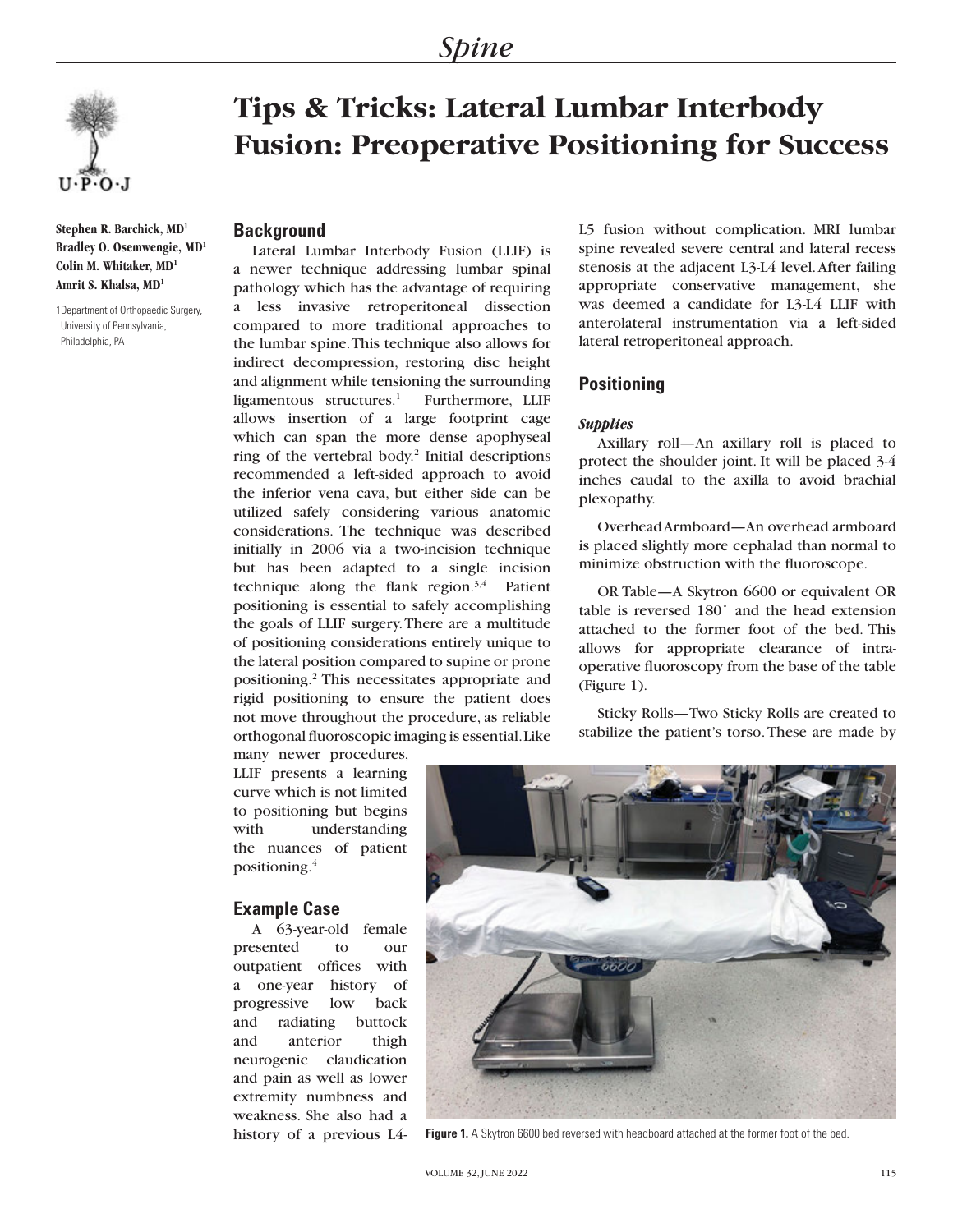# Tips & Tricks: Lateral Lumbar Interbody Fusion: Preoperative Positioning for Success

**Stephen R. Barchick, MD[1]**
**Bradley O. Osemwengie, MD[1]**
**Colin M. Whitaker, MD[1]**
**Amrit S. Khalsa, MD[1]**

1Department of Orthopaedic Surgery, University of Pennsylvania, Philadelphia, PA

## Background

Lateral Lumbar Interbody Fusion (LLIF) is a newer technique addressing lumbar spinal pathology which has the advantage of requiring a less invasive retroperitoneal dissection compared to more traditional approaches to the lumbar spine. This technique also allows for indirect decompression, restoring disc height and alignment while tensioning the surrounding ligamentous structures.[1] Furthermore, LLIF allows insertion of a large footprint cage which can span the more dense apophyseal ring of the vertebral body.[2] Initial descriptions recommended a left-sided approach to avoid the inferior vena cava, but either side can be utilized safely considering various anatomic considerations. The technique was described initially in 2006 via a two-incision technique but has been adapted to a single incision technique along the flank region.[3,4] Patient positioning is essential to safely accomplishing the goals of LLIF surgery. There are a multitude of positioning considerations entirely unique to the lateral position compared to supine or prone positioning.[2] This necessitates appropriate and rigid positioning to ensure the patient does not move throughout the procedure, as reliable orthogonal fluoroscopic imaging is essential. Like many newer procedures, LLIF presents a learning curve which is not limited to positioning but begins with understanding the nuances of patient positioning.[4]

## Example Case

A 63-year-old female presented to our outpatient offices with a one-year history of progressive low back and radiating buttock and anterior thigh neurogenic claudication and pain as well as lower extremity numbness and weakness. She also had a history of a previous L4-L5 fusion without complication. MRI lumbar spine revealed severe central and lateral recess stenosis at the adjacent L3-L4 level. After failing appropriate conservative management, she was deemed a candidate for L3-L4 LLIF with anterolateral instrumentation via a left-sided lateral retroperitoneal approach.

## Positioning

### *Supplies*

Axillary roll—An axillary roll is placed to protect the shoulder joint. It will be placed 3-4 inches caudal to the axilla to avoid brachial plexopathy.

Overhead Armboard—An overhead armboard is placed slightly more cephalad than normal to minimize obstruction with the fluoroscope.

OR Table—A Skytron 6600 or equivalent OR table is reversed 180° and the head extension attached to the former foot of the bed. This allows for appropriate clearance of intra-operative fluoroscopy from the base of the table (Figure 1).

Sticky Rolls—Two Sticky Rolls are created to stabilize the patient's torso. These are made by

**Figure 1.** A Skytron 6600 bed reversed with headboard attached at the former foot of the bed.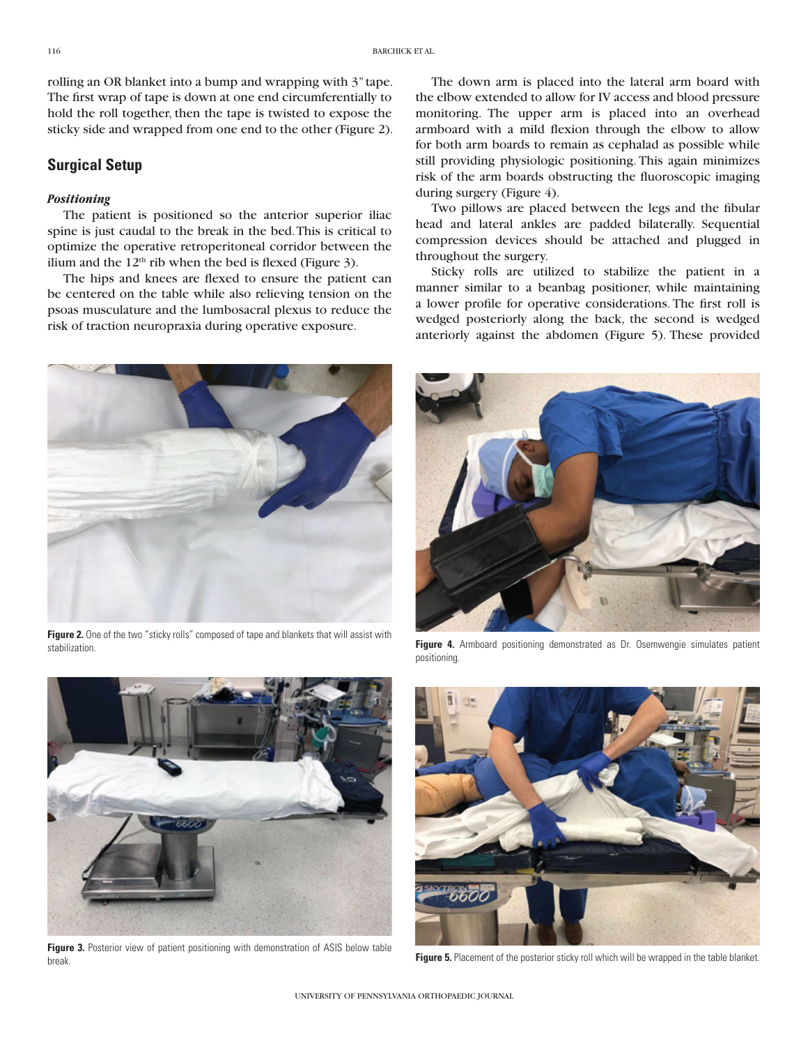rolling an OR blanket into a bump and wrapping with 3" tape. The first wrap of tape is down at one end circumferentially to hold the roll together, then the tape is twisted to expose the sticky side and wrapped from one end to the other (Figure 2).

## Surgical Setup

### *Positioning*

The patient is positioned so the anterior superior iliac spine is just caudal to the break in the bed. This is critical to optimize the operative retroperitoneal corridor between the ilium and the 12th rib when the bed is flexed (Figure 3).

The hips and knees are flexed to ensure the patient can be centered on the table while also relieving tension on the psoas musculature and the lumbosacral plexus to reduce the risk of traction neuropraxia during operative exposure.

The down arm is placed into the lateral arm board with the elbow extended to allow for IV access and blood pressure monitoring. The upper arm is placed into an overhead armboard with a mild flexion through the elbow to allow for both arm boards to remain as cephalad as possible while still providing physiologic positioning. This again minimizes risk of the arm boards obstructing the fluoroscopic imaging during surgery (Figure 4).

Two pillows are placed between the legs and the fibular head and lateral ankles are padded bilaterally. Sequential compression devices should be attached and plugged in throughout the surgery.

Sticky rolls are utilized to stabilize the patient in a manner similar to a beanbag positioner, while maintaining a lower profile for operative considerations. The first roll is wedged posteriorly along the back, the second is wedged anteriorly against the abdomen (Figure 5). These provided

**Figure 2.** One of the two "sticky rolls" composed of tape and blankets that will assist with stabilization.

**Figure 4.** Armboard positioning demonstrated as Dr. Osemwengie simulates patient positioning.

**Figure 3.** Posterior view of patient positioning with demonstration of ASIS below table break.

**Figure 5.** Placement of the posterior sticky roll which will be wrapped in the table blanket.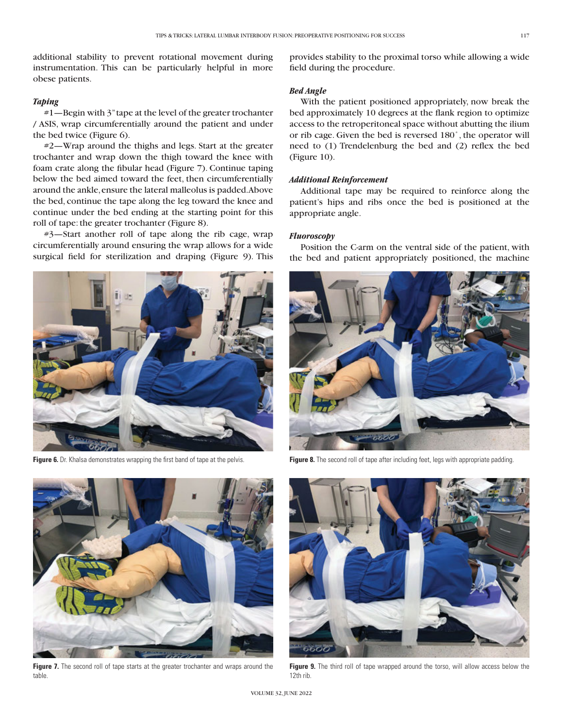additional stability to prevent rotational movement during instrumentation. This can be particularly helpful in more obese patients.

### *Taping*

#1—Begin with 3" tape at the level of the greater trochanter / ASIS, wrap circumferentially around the patient and under the bed twice (Figure 6).

#2—Wrap around the thighs and legs. Start at the greater trochanter and wrap down the thigh toward the knee with foam crate along the fibular head (Figure 7). Continue taping below the bed aimed toward the feet, then circumferentially around the ankle, ensure the lateral malleolus is padded. Above the bed, continue the tape along the leg toward the knee and continue under the bed ending at the starting point for this roll of tape: the greater trochanter (Figure 8).

#3—Start another roll of tape along the rib cage, wrap circumferentially around ensuring the wrap allows for a wide surgical field for sterilization and draping (Figure 9). This provides stability to the proximal torso while allowing a wide field during the procedure.

### *Bed Angle*

With the patient positioned appropriately, now break the bed approximately 10 degrees at the flank region to optimize access to the retroperitoneal space without abutting the ilium or rib cage. Given the bed is reversed 180˚, the operator will need to (1) Trendelenburg the bed and (2) reflex the bed (Figure 10).

### *Additional Reinforcement*

Additional tape may be required to reinforce along the patient's hips and ribs once the bed is positioned at the appropriate angle.

### *Fluoroscopy*

Position the C-arm on the ventral side of the patient, with the bed and patient appropriately positioned, the machine

**Figure 6.** Dr. Khalsa demonstrates wrapping the first band of tape at the pelvis.

**Figure 8.** The second roll of tape after including feet, legs with appropriate padding.

**Figure 7.** The second roll of tape starts at the greater trochanter and wraps around the table.

**Figure 9.** The third roll of tape wrapped around the torso, will allow access below the 12th rib.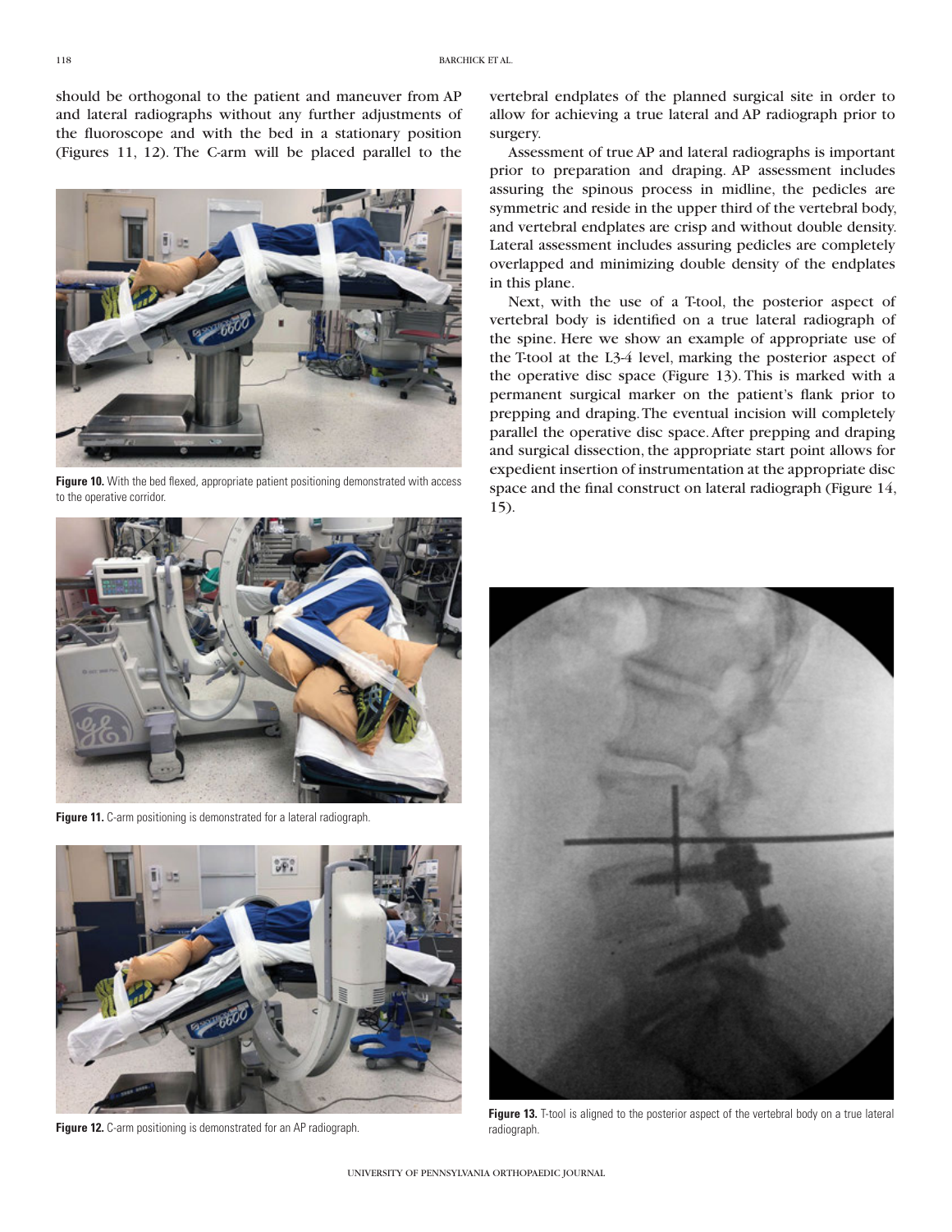should be orthogonal to the patient and maneuver from AP and lateral radiographs without any further adjustments of the fluoroscope and with the bed in a stationary position (Figures 11, 12). The C-arm will be placed parallel to the vertebral endplates of the planned surgical site in order to allow for achieving a true lateral and AP radiograph prior to surgery.

Assessment of true AP and lateral radiographs is important prior to preparation and draping. AP assessment includes assuring the spinous process in midline, the pedicles are symmetric and reside in the upper third of the vertebral body, and vertebral endplates are crisp and without double density. Lateral assessment includes assuring pedicles are completely overlapped and minimizing double density of the endplates in this plane.

Next, with the use of a T-tool, the posterior aspect of vertebral body is identified on a true lateral radiograph of the spine. Here we show an example of appropriate use of the T-tool at the L3-4 level, marking the posterior aspect of the operative disc space (Figure 13). This is marked with a permanent surgical marker on the patient's flank prior to prepping and draping. The eventual incision will completely parallel the operative disc space. After prepping and draping and surgical dissection, the appropriate start point allows for expedient insertion of instrumentation at the appropriate disc space and the final construct on lateral radiograph (Figure 14, 15).

**Figure 10.** With the bed flexed, appropriate patient positioning demonstrated with access to the operative corridor.

**Figure 11.** C-arm positioning is demonstrated for a lateral radiograph.

**Figure 12.** C-arm positioning is demonstrated for an AP radiograph.

**Figure 13.** T-tool is aligned to the posterior aspect of the vertebral body on a true lateral radiograph.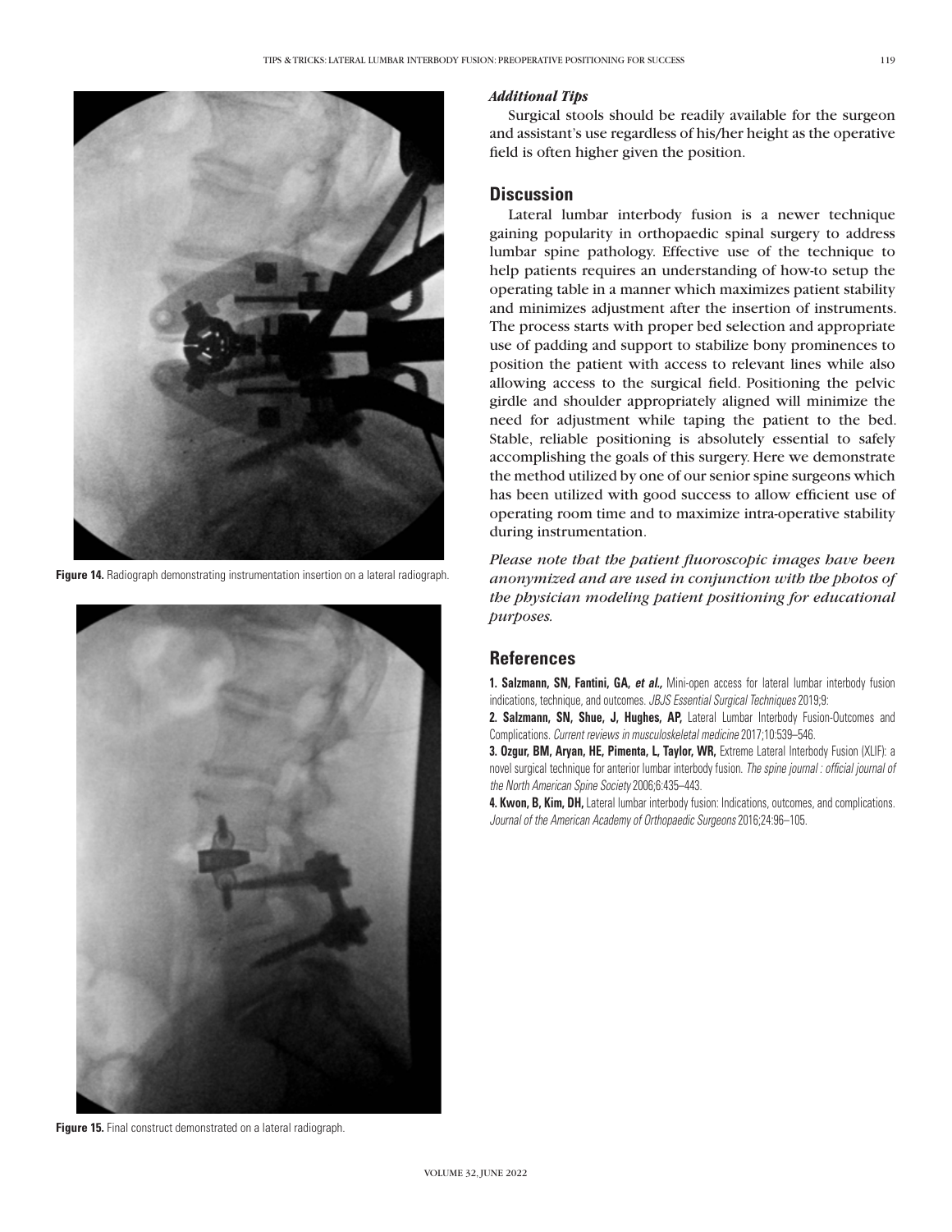Figure 14. Radiograph demonstrating instrumentation insertion on a lateral radiograph.

Figure 15. Final construct demonstrated on a lateral radiograph.

### *Additional Tips*

Surgical stools should be readily available for the surgeon and assistant's use regardless of his/her height as the operative field is often higher given the position.

## Discussion

Lateral lumbar interbody fusion is a newer technique gaining popularity in orthopaedic spinal surgery to address lumbar spine pathology. Effective use of the technique to help patients requires an understanding of how-to setup the operating table in a manner which maximizes patient stability and minimizes adjustment after the insertion of instruments. The process starts with proper bed selection and appropriate use of padding and support to stabilize bony prominences to position the patient with access to relevant lines while also allowing access to the surgical field. Positioning the pelvic girdle and shoulder appropriately aligned will minimize the need for adjustment while taping the patient to the bed. Stable, reliable positioning is absolutely essential to safely accomplishing the goals of this surgery. Here we demonstrate the method utilized by one of our senior spine surgeons which has been utilized with good success to allow efficient use of operating room time and to maximize intra-operative stability during instrumentation.

*Please note that the patient fluoroscopic images have been anonymized and are used in conjunction with the photos of the physician modeling patient positioning for educational purposes.*

## References

**1. Salzmann, SN, Fantini, GA,** ***et al.,*** Mini-open access for lateral lumbar interbody fusion indications, technique, and outcomes. *JBJS Essential Surgical Techniques* 2019;9:

**2. Salzmann, SN, Shue, J, Hughes, AP,** Lateral Lumbar Interbody Fusion-Outcomes and Complications. *Current reviews in musculoskeletal medicine* 2017;10:539–546.

**3. Ozgur, BM, Aryan, HE, Pimenta, L, Taylor, WR,** Extreme Lateral Interbody Fusion (XLIF): a novel surgical technique for anterior lumbar interbody fusion. *The spine journal : official journal of the North American Spine Society* 2006;6:435–443.

**4. Kwon, B, Kim, DH,** Lateral lumbar interbody fusion: Indications, outcomes, and complications. *Journal of the American Academy of Orthopaedic Surgeons* 2016;24:96–105.